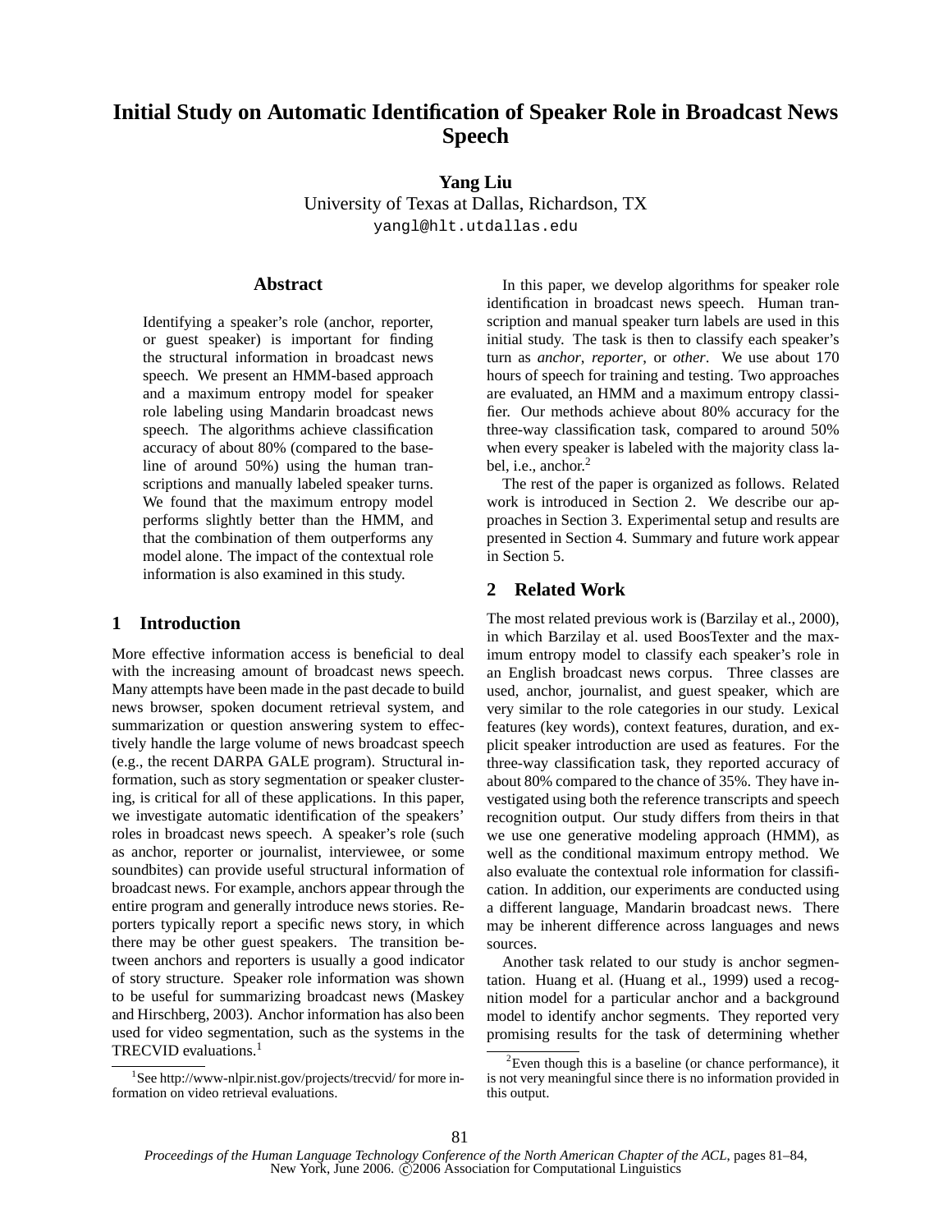# Initial Study on Automatic Identification of Speaker Role in Broadcast News Speech

**Yang Liu**
University of Texas at Dallas, Richardson, TX
yangl@hlt.utdallas.edu

## Abstract

Identifying a speaker's role (anchor, reporter, or guest speaker) is important for finding the structural information in broadcast news speech. We present an HMM-based approach and a maximum entropy model for speaker role labeling using Mandarin broadcast news speech. The algorithms achieve classification accuracy of about 80% (compared to the baseline of around 50%) using the human transcriptions and manually labeled speaker turns. We found that the maximum entropy model performs slightly better than the HMM, and that the combination of them outperforms any model alone. The impact of the contextual role information is also examined in this study.

## 1 Introduction

More effective information access is beneficial to deal with the increasing amount of broadcast news speech. Many attempts have been made in the past decade to build news browser, spoken document retrieval system, and summarization or question answering system to effectively handle the large volume of news broadcast speech (e.g., the recent DARPA GALE program). Structural information, such as story segmentation or speaker clustering, is critical for all of these applications. In this paper, we investigate automatic identification of the speakers' roles in broadcast news speech. A speaker's role (such as anchor, reporter or journalist, interviewee, or some soundbites) can provide useful structural information of broadcast news. For example, anchors appear through the entire program and generally introduce news stories. Reporters typically report a specific news story, in which there may be other guest speakers. The transition between anchors and reporters is usually a good indicator of story structure. Speaker role information was shown to be useful for summarizing broadcast news (Maskey and Hirschberg, 2003). Anchor information has also been used for video segmentation, such as the systems in the TRECVID evaluations.[1]

In this paper, we develop algorithms for speaker role identification in broadcast news speech. Human transcription and manual speaker turn labels are used in this initial study. The task is then to classify each speaker's turn as *anchor*, *reporter*, or *other*. We use about 170 hours of speech for training and testing. Two approaches are evaluated, an HMM and a maximum entropy classifier. Our methods achieve about 80% accuracy for the three-way classification task, compared to around 50% when every speaker is labeled with the majority class label, i.e., anchor.[2]

The rest of the paper is organized as follows. Related work is introduced in Section 2. We describe our approaches in Section 3. Experimental setup and results are presented in Section 4. Summary and future work appear in Section 5.

## 2 Related Work

The most related previous work is (Barzilay et al., 2000), in which Barzilay et al. used BoosTexter and the maximum entropy model to classify each speaker's role in an English broadcast news corpus. Three classes are used, anchor, journalist, and guest speaker, which are very similar to the role categories in our study. Lexical features (key words), context features, duration, and explicit speaker introduction are used as features. For the three-way classification task, they reported accuracy of about 80% compared to the chance of 35%. They have investigated using both the reference transcripts and speech recognition output. Our study differs from theirs in that we use one generative modeling approach (HMM), as well as the conditional maximum entropy method. We also evaluate the contextual role information for classification. In addition, our experiments are conducted using a different language, Mandarin broadcast news. There may be inherent difference across languages and news sources.

Another task related to our study is anchor segmentation. Huang et al. (Huang et al., 1999) used a recognition model for a particular anchor and a background model to identify anchor segments. They reported very promising results for the task of determining whether

[1] See http://www-nlpir.nist.gov/projects/trecvid/ for more information on video retrieval evaluations.

[2] Even though this is a baseline (or chance performance), it is not very meaningful since there is no information provided in this output.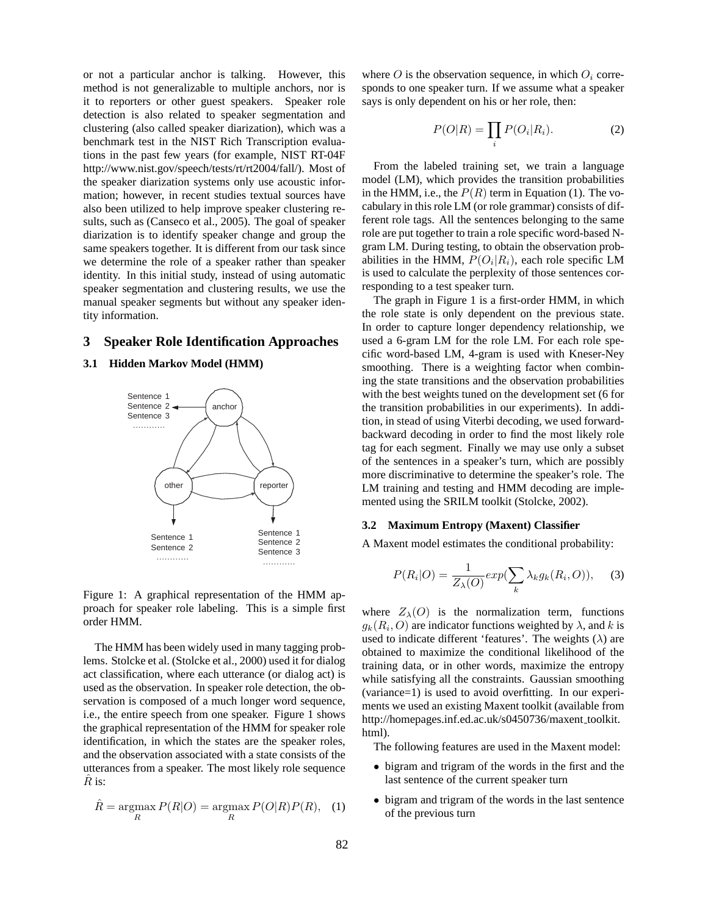or not a particular anchor is talking. However, this method is not generalizable to multiple anchors, nor is it to reporters or other guest speakers. Speaker role detection is also related to speaker segmentation and clustering (also called speaker diarization), which was a benchmark test in the NIST Rich Transcription evaluations in the past few years (for example, NIST RT-04F http://www.nist.gov/speech/tests/rt/rt2004/fall/). Most of the speaker diarization systems only use acoustic information; however, in recent studies textual sources have also been utilized to help improve speaker clustering results, such as (Canseco et al., 2005). The goal of speaker diarization is to identify speaker change and group the same speakers together. It is different from our task since we determine the role of a speaker rather than speaker identity. In this initial study, instead of using automatic speaker segmentation and clustering results, we use the manual speaker segments but without any speaker identity information.

## 3 Speaker Role Identification Approaches

### 3.1 Hidden Markov Model (HMM)

Figure 1: A graphical representation of the HMM approach for speaker role labeling. This is a simple first order HMM.

The HMM has been widely used in many tagging problems. Stolcke et al. (Stolcke et al., 2000) used it for dialog act classification, where each utterance (or dialog act) is used as the observation. In speaker role detection, the observation is composed of a much longer word sequence, i.e., the entire speech from one speaker. Figure 1 shows the graphical representation of the HMM for speaker role identification, in which the states are the speaker roles, and the observation associated with a state consists of the utterances from a speaker. The most likely role sequence $\hat{R}$ is:

$$\hat{R} = \underset{R}{\operatorname{argmax}} P(R|O) = \underset{R}{\operatorname{argmax}} P(O|R)P(R), \quad (1)$$

where $O$ is the observation sequence, in which $O_i$ corresponds to one speaker turn. If we assume what a speaker says is only dependent on his or her role, then:

$$P(O|R) = \prod_i P(O_i|R_i). \quad (2)$$

From the labeled training set, we train a language model (LM), which provides the transition probabilities in the HMM, i.e., the $P(R)$ term in Equation (1). The vocabulary in this role LM (or role grammar) consists of different role tags. All the sentences belonging to the same role are put together to train a role specific word-based N-gram LM. During testing, to obtain the observation probabilities in the HMM, $P(O_i|R_i)$, each role specific LM is used to calculate the perplexity of those sentences corresponding to a test speaker turn.

The graph in Figure 1 is a first-order HMM, in which the role state is only dependent on the previous state. In order to capture longer dependency relationship, we used a 6-gram LM for the role LM. For each role specific word-based LM, 4-gram is used with Kneser-Ney smoothing. There is a weighting factor when combining the state transitions and the observation probabilities with the best weights tuned on the development set (6 for the transition probabilities in our experiments). In addition, in stead of using Viterbi decoding, we used forward-backward decoding in order to find the most likely role tag for each segment. Finally we may use only a subset of the sentences in a speaker's turn, which are possibly more discriminative to determine the speaker's role. The LM training and testing and HMM decoding are implemented using the SRILM toolkit (Stolcke, 2002).

### 3.2 Maximum Entropy (Maxent) Classifier

A Maxent model estimates the conditional probability:

$$P(R_i|O) = \frac{1}{Z_\lambda(O)} exp(\sum_k \lambda_k g_k(R_i, O)), \quad (3)$$

where $Z_\lambda(O)$ is the normalization term, functions $g_k(R_i, O)$ are indicator functions weighted by $\lambda$, and $k$ is used to indicate different 'features'. The weights ($\lambda$) are obtained to maximize the conditional likelihood of the training data, or in other words, maximize the entropy while satisfying all the constraints. Gaussian smoothing (variance=1) is used to avoid overfitting. In our experiments we used an existing Maxent toolkit (available from http://homepages.inf.ed.ac.uk/s0450736/maxent_toolkit.html).

The following features are used in the Maxent model:

- bigram and trigram of the words in the first and the last sentence of the current speaker turn
- bigram and trigram of the words in the last sentence of the previous turn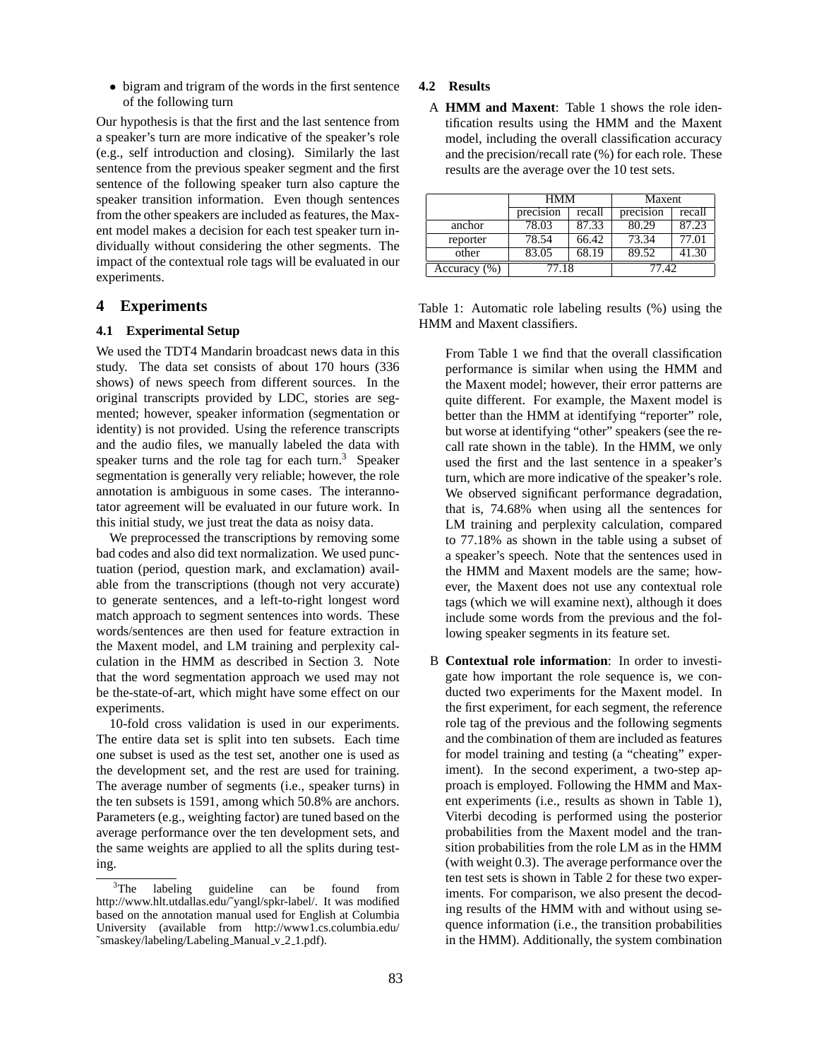- bigram and trigram of the words in the first sentence of the following turn

Our hypothesis is that the first and the last sentence from a speaker's turn are more indicative of the speaker's role (e.g., self introduction and closing). Similarly the last sentence from the previous speaker segment and the first sentence of the following speaker turn also capture the speaker transition information. Even though sentences from the other speakers are included as features, the Maxent model makes a decision for each test speaker turn individually without considering the other segments. The impact of the contextual role tags will be evaluated in our experiments.

## 4 Experiments

### 4.1 Experimental Setup

We used the TDT4 Mandarin broadcast news data in this study. The data set consists of about 170 hours (336 shows) of news speech from different sources. In the original transcripts provided by LDC, stories are segmented; however, speaker information (segmentation or identity) is not provided. Using the reference transcripts and the audio files, we manually labeled the data with speaker turns and the role tag for each turn.[3] Speaker segmentation is generally very reliable; however, the role annotation is ambiguous in some cases. The interannotator agreement will be evaluated in our future work. In this initial study, we just treat the data as noisy data.

We preprocessed the transcriptions by removing some bad codes and also did text normalization. We used punctuation (period, question mark, and exclamation) available from the transcriptions (though not very accurate) to generate sentences, and a left-to-right longest word match approach to segment sentences into words. These words/sentences are then used for feature extraction in the Maxent model, and LM training and perplexity calculation in the HMM as described in Section 3. Note that the word segmentation approach we used may not be the-state-of-art, which might have some effect on our experiments.

10-fold cross validation is used in our experiments. The entire data set is split into ten subsets. Each time one subset is used as the test set, another one is used as the development set, and the rest are used for training. The average number of segments (i.e., speaker turns) in the ten subsets is 1591, among which 50.8% are anchors. Parameters (e.g., weighting factor) are tuned based on the average performance over the ten development sets, and the same weights are applied to all the splits during testing.

[3] The labeling guideline can be found from http://www.hlt.utdallas.edu/~yangl/spkr-label/. It was modified based on the annotation manual used for English at Columbia University (available from http://www1.cs.columbia.edu/~smaskey/labeling/Labeling_Manual_v_2_1.pdf).

### 4.2 Results

A **HMM and Maxent**: Table 1 shows the role identification results using the HMM and the Maxent model, including the overall classification accuracy and the precision/recall rate (%) for each role. These results are the average over the 10 test sets.

| | HMM | | Maxent | |
|---|---|---|---|---|
| | precision | recall | precision | recall |
| anchor | 78.03 | 87.33 | 80.29 | 87.23 |
| reporter | 78.54 | 66.42 | 73.34 | 77.01 |
| other | 83.05 | 68.19 | 89.52 | 41.30 |
| Accuracy (%) | 77.18 | | 77.42 | |

Table 1: Automatic role labeling results (%) using the HMM and Maxent classifiers.

From Table 1 we find that the overall classification performance is similar when using the HMM and the Maxent model; however, their error patterns are quite different. For example, the Maxent model is better than the HMM at identifying "reporter" role, but worse at identifying "other" speakers (see the recall rate shown in the table). In the HMM, we only used the first and the last sentence in a speaker's turn, which are more indicative of the speaker's role. We observed significant performance degradation, that is, 74.68% when using all the sentences for LM training and perplexity calculation, compared to 77.18% as shown in the table using a subset of a speaker's speech. Note that the sentences used in the HMM and Maxent models are the same; however, the Maxent does not use any contextual role tags (which we will examine next), although it does include some words from the previous and the following speaker segments in its feature set.

B **Contextual role information**: In order to investigate how important the role sequence is, we conducted two experiments for the Maxent model. In the first experiment, for each segment, the reference role tag of the previous and the following segments and the combination of them are included as features for model training and testing (a "cheating" experiment). In the second experiment, a two-step approach is employed. Following the HMM and Maxent experiments (i.e., results as shown in Table 1), Viterbi decoding is performed using the posterior probabilities from the Maxent model and the transition probabilities from the role LM as in the HMM (with weight 0.3). The average performance over the ten test sets is shown in Table 2 for these two experiments. For comparison, we also present the decoding results of the HMM with and without using sequence information (i.e., the transition probabilities in the HMM). Additionally, the system combination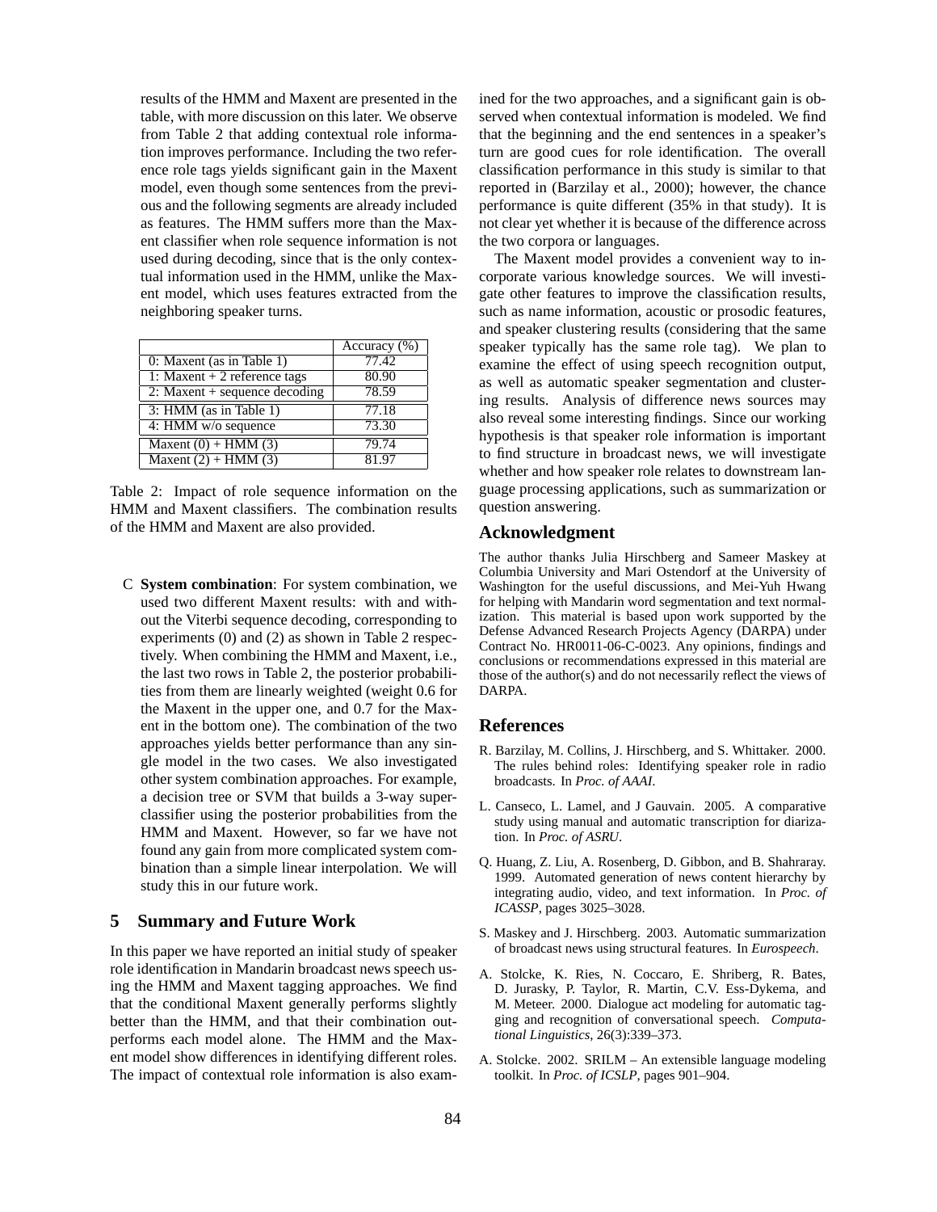results of the HMM and Maxent are presented in the table, with more discussion on this later. We observe from Table 2 that adding contextual role information improves performance. Including the two reference role tags yields significant gain in the Maxent model, even though some sentences from the previous and the following segments are already included as features. The HMM suffers more than the Maxent classifier when role sequence information is not used during decoding, since that is the only contextual information used in the HMM, unlike the Maxent model, which uses features extracted from the neighboring speaker turns.

| | Accuracy (%) |
|---|---|
| 0: Maxent (as in Table 1) | 77.42 |
| 1: Maxent + 2 reference tags | 80.90 |
| 2: Maxent + sequence decoding | 78.59 |
| 3: HMM (as in Table 1) | 77.18 |
| 4: HMM w/o sequence | 73.30 |
| Maxent (0) + HMM (3) | 79.74 |
| Maxent (2) + HMM (3) | 81.97 |

Table 2: Impact of role sequence information on the HMM and Maxent classifiers. The combination results of the HMM and Maxent are also provided.

C **System combination**: For system combination, we used two different Maxent results: with and without the Viterbi sequence decoding, corresponding to experiments (0) and (2) as shown in Table 2 respectively. When combining the HMM and Maxent, i.e., the last two rows in Table 2, the posterior probabilities from them are linearly weighted (weight 0.6 for the Maxent in the upper one, and 0.7 for the Maxent in the bottom one). The combination of the two approaches yields better performance than any single model in the two cases. We also investigated other system combination approaches. For example, a decision tree or SVM that builds a 3-way superclassifier using the posterior probabilities from the HMM and Maxent. However, so far we have not found any gain from more complicated system combination than a simple linear interpolation. We will study this in our future work.

## 5 Summary and Future Work

In this paper we have reported an initial study of speaker role identification in Mandarin broadcast news speech using the HMM and Maxent tagging approaches. We find that the conditional Maxent generally performs slightly better than the HMM, and that their combination outperforms each model alone. The HMM and the Maxent model show differences in identifying different roles. The impact of contextual role information is also examined for the two approaches, and a significant gain is observed when contextual information is modeled. We find that the beginning and the end sentences in a speaker's turn are good cues for role identification. The overall classification performance in this study is similar to that reported in (Barzilay et al., 2000); however, the chance performance is quite different (35% in that study). It is not clear yet whether it is because of the difference across the two corpora or languages.

The Maxent model provides a convenient way to incorporate various knowledge sources. We will investigate other features to improve the classification results, such as name information, acoustic or prosodic features, and speaker clustering results (considering that the same speaker typically has the same role tag). We plan to examine the effect of using speech recognition output, as well as automatic speaker segmentation and clustering results. Analysis of difference news sources may also reveal some interesting findings. Since our working hypothesis is that speaker role information is important to find structure in broadcast news, we will investigate whether and how speaker role relates to downstream language processing applications, such as summarization or question answering.

## Acknowledgment

The author thanks Julia Hirschberg and Sameer Maskey at Columbia University and Mari Ostendorf at the University of Washington for the useful discussions, and Mei-Yuh Hwang for helping with Mandarin word segmentation and text normalization. This material is based upon work supported by the Defense Advanced Research Projects Agency (DARPA) under Contract No. HR0011-06-C-0023. Any opinions, findings and conclusions or recommendations expressed in this material are those of the author(s) and do not necessarily reflect the views of DARPA.

## References

R. Barzilay, M. Collins, J. Hirschberg, and S. Whittaker. 2000. The rules behind roles: Identifying speaker role in radio broadcasts. In *Proc. of AAAI*.

L. Canseco, L. Lamel, and J Gauvain. 2005. A comparative study using manual and automatic transcription for diarization. In *Proc. of ASRU*.

Q. Huang, Z. Liu, A. Rosenberg, D. Gibbon, and B. Shahraray. 1999. Automated generation of news content hierarchy by integrating audio, video, and text information. In *Proc. of ICASSP*, pages 3025–3028.

S. Maskey and J. Hirschberg. 2003. Automatic summarization of broadcast news using structural features. In *Eurospeech*.

A. Stolcke, K. Ries, N. Coccaro, E. Shriberg, R. Bates, D. Jurasky, P. Taylor, R. Martin, C.V. Ess-Dykema, and M. Meteer. 2000. Dialogue act modeling for automatic tagging and recognition of conversational speech. *Computational Linguistics*, 26(3):339–373.

A. Stolcke. 2002. SRILM – An extensible language modeling toolkit. In *Proc. of ICSLP*, pages 901–904.